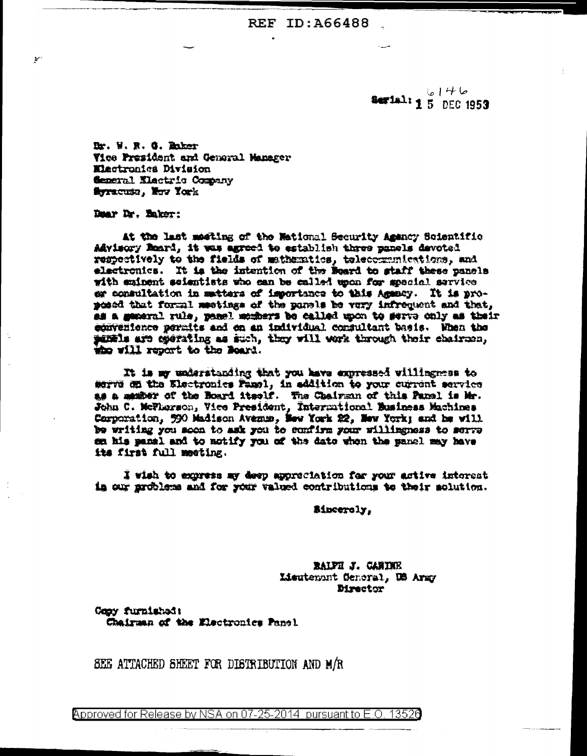REF ID:A66488

Serial: 6146 15 DEC 1953

Dr. W. R. G. Baker
Vice President and General Manager
Electronics Division
General Electric Company
Syracuse, New York

Dear Dr. Baker:

At the last meeting of the National Security Agency Scientific Advisory Board, it was agreed to establish three panels devoted respectively to the fields of mathematics, telecommunications, and electronics. It is the intention of the Board to staff these panels with eminent scientists who can be called upon for special service or consultation in matters of importance to this Agency. It is proposed that formal meetings of the panels be very infrequent and that, as a general rule, panel members be called upon to serve only as their convenience permits and on an individual consultant basis. When the panels are operating as such, they will work through their chairmen, who will report to the Board.

It is my understanding that you have expressed willingness to serve on the Electronics Panel, in addition to your current service as a member of the Board itself. The Chairman of this Panel is Mr. John C. McPherson, Vice President, International Business Machines Corporation, 590 Madison Avenue, New York 22, New York; and he will be writing you soon to ask you to confirm your willingness to serve on his panel and to notify you of the date when the panel may have its first full meeting.

I wish to express my deep appreciation for your active interest in our problems and for your valued contributions to their solution.

Sincerely,

RALPH J. CANINE
Lieutenant General, US Army
Director

Copy furnished:
Chairman of the Electronics Panel

SEE ATTACHED SHEET FOR DISTRIBUTION AND M/R

Approved for Release by NSA on 07-25-2014 pursuant to E.O. 13526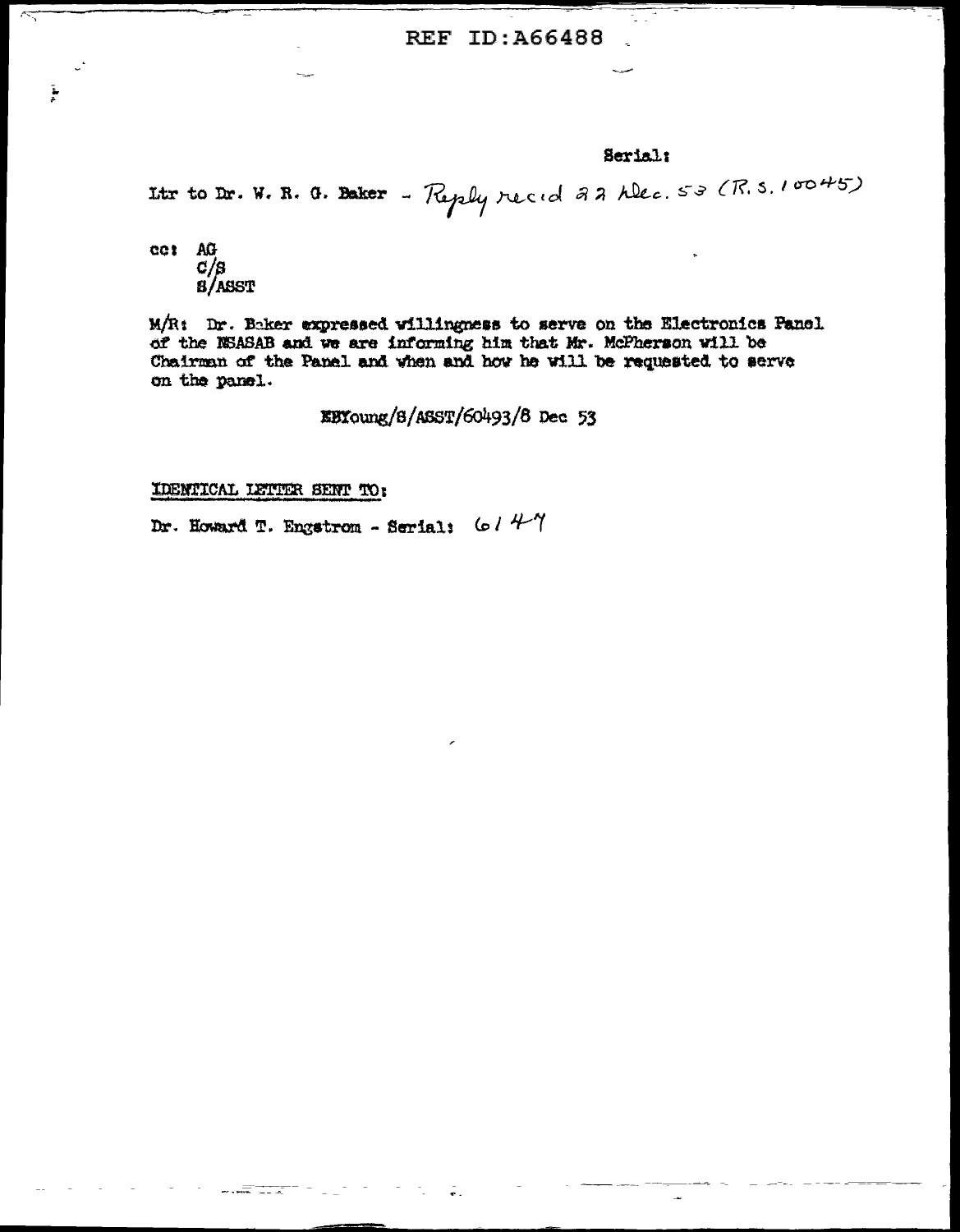REF ID:A66488

Serial:

Ltr to Dr. W. R. G. Baker - Reply rec'd 22 Dec. 53 (R.S. 10045)

cc: AG
C/S
S/ASST

M/R: Dr. Baker expressed willingness to serve on the Electronics Panel of the NSASAB and we are informing him that Mr. McPherson will be Chairman of the Panel and when and how he will be requested to serve on the panel.

EBYoung/S/ASST/60493/8 Dec 53

IDENTICAL LETTER SENT TO:

Dr. Howard T. Engstrom - Serial: 6147